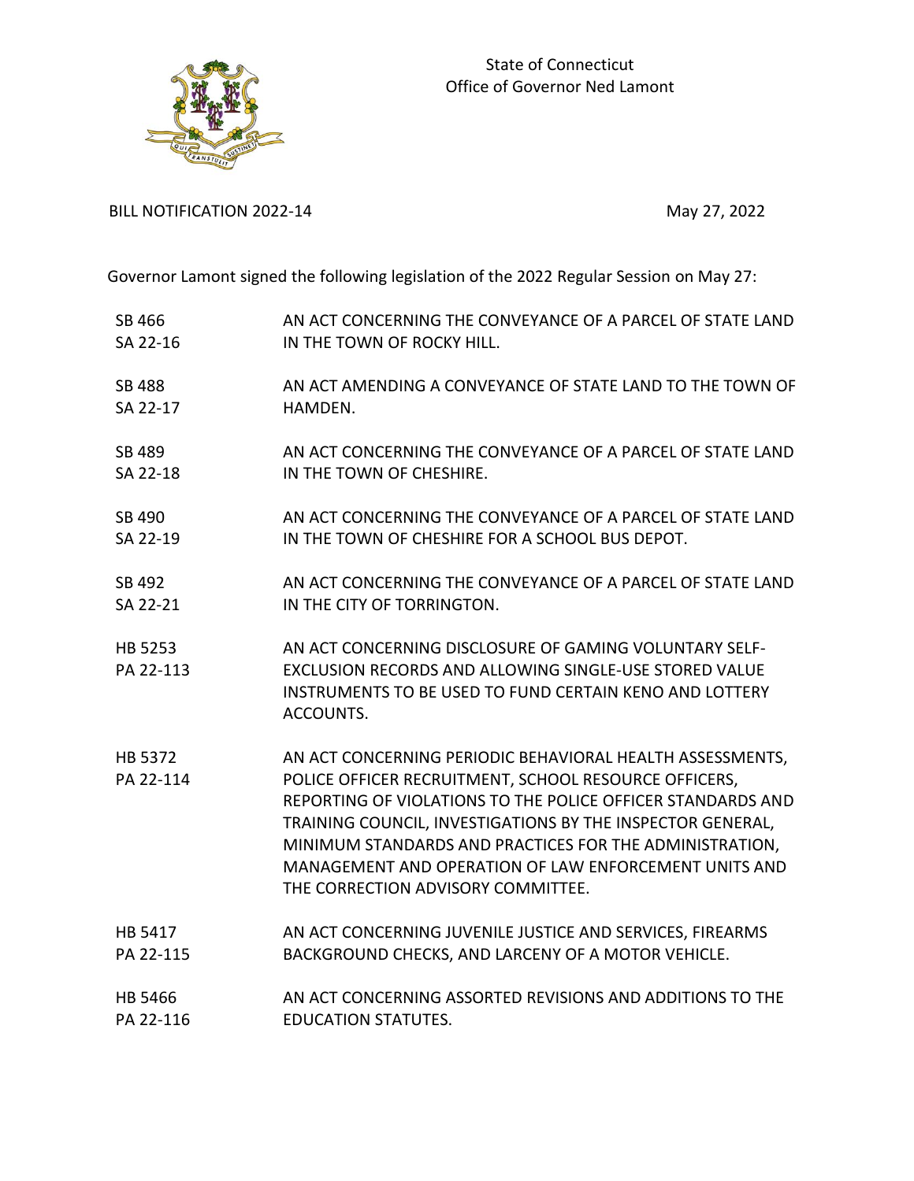State of Connecticut
Office of Governor Ned Lamont

BILL NOTIFICATION 2022-14

May 27, 2022

Governor Lamont signed the following legislation of the 2022 Regular Session on May 27:

| | |
|---|---|
| SB 466<br>SA 22-16 | AN ACT CONCERNING THE CONVEYANCE OF A PARCEL OF STATE LAND IN THE TOWN OF ROCKY HILL. |
| SB 488<br>SA 22-17 | AN ACT AMENDING A CONVEYANCE OF STATE LAND TO THE TOWN OF HAMDEN. |
| SB 489<br>SA 22-18 | AN ACT CONCERNING THE CONVEYANCE OF A PARCEL OF STATE LAND IN THE TOWN OF CHESHIRE. |
| SB 490<br>SA 22-19 | AN ACT CONCERNING THE CONVEYANCE OF A PARCEL OF STATE LAND IN THE TOWN OF CHESHIRE FOR A SCHOOL BUS DEPOT. |
| SB 492<br>SA 22-21 | AN ACT CONCERNING THE CONVEYANCE OF A PARCEL OF STATE LAND IN THE CITY OF TORRINGTON. |
| HB 5253<br>PA 22-113 | AN ACT CONCERNING DISCLOSURE OF GAMING VOLUNTARY SELF-EXCLUSION RECORDS AND ALLOWING SINGLE-USE STORED VALUE INSTRUMENTS TO BE USED TO FUND CERTAIN KENO AND LOTTERY ACCOUNTS. |
| HB 5372<br>PA 22-114 | AN ACT CONCERNING PERIODIC BEHAVIORAL HEALTH ASSESSMENTS, POLICE OFFICER RECRUITMENT, SCHOOL RESOURCE OFFICERS, REPORTING OF VIOLATIONS TO THE POLICE OFFICER STANDARDS AND TRAINING COUNCIL, INVESTIGATIONS BY THE INSPECTOR GENERAL, MINIMUM STANDARDS AND PRACTICES FOR THE ADMINISTRATION, MANAGEMENT AND OPERATION OF LAW ENFORCEMENT UNITS AND THE CORRECTION ADVISORY COMMITTEE. |
| HB 5417<br>PA 22-115 | AN ACT CONCERNING JUVENILE JUSTICE AND SERVICES, FIREARMS BACKGROUND CHECKS, AND LARCENY OF A MOTOR VEHICLE. |
| HB 5466<br>PA 22-116 | AN ACT CONCERNING ASSORTED REVISIONS AND ADDITIONS TO THE EDUCATION STATUTES. |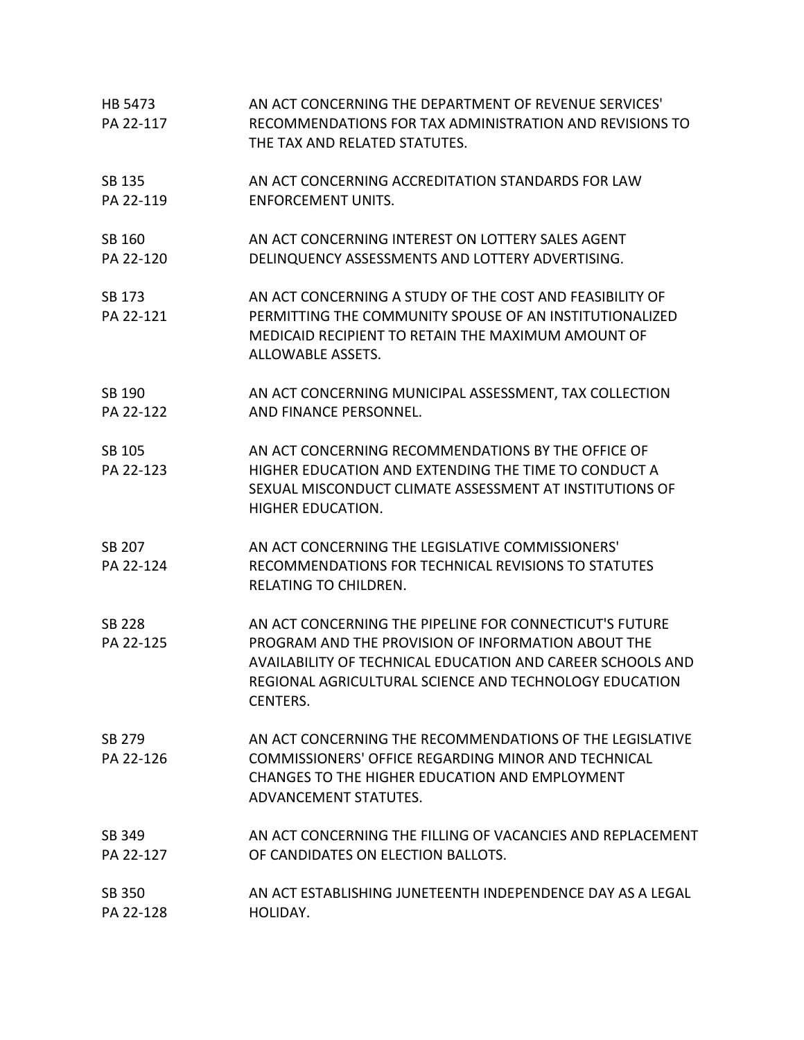| | |
|---|---|
| HB 5473<br>PA 22-117 | AN ACT CONCERNING THE DEPARTMENT OF REVENUE SERVICES' RECOMMENDATIONS FOR TAX ADMINISTRATION AND REVISIONS TO THE TAX AND RELATED STATUTES. |
| SB 135<br>PA 22-119 | AN ACT CONCERNING ACCREDITATION STANDARDS FOR LAW ENFORCEMENT UNITS. |
| SB 160<br>PA 22-120 | AN ACT CONCERNING INTEREST ON LOTTERY SALES AGENT DELINQUENCY ASSESSMENTS AND LOTTERY ADVERTISING. |
| SB 173<br>PA 22-121 | AN ACT CONCERNING A STUDY OF THE COST AND FEASIBILITY OF PERMITTING THE COMMUNITY SPOUSE OF AN INSTITUTIONALIZED MEDICAID RECIPIENT TO RETAIN THE MAXIMUM AMOUNT OF ALLOWABLE ASSETS. |
| SB 190<br>PA 22-122 | AN ACT CONCERNING MUNICIPAL ASSESSMENT, TAX COLLECTION AND FINANCE PERSONNEL. |
| SB 105<br>PA 22-123 | AN ACT CONCERNING RECOMMENDATIONS BY THE OFFICE OF HIGHER EDUCATION AND EXTENDING THE TIME TO CONDUCT A SEXUAL MISCONDUCT CLIMATE ASSESSMENT AT INSTITUTIONS OF HIGHER EDUCATION. |
| SB 207<br>PA 22-124 | AN ACT CONCERNING THE LEGISLATIVE COMMISSIONERS' RECOMMENDATIONS FOR TECHNICAL REVISIONS TO STATUTES RELATING TO CHILDREN. |
| SB 228<br>PA 22-125 | AN ACT CONCERNING THE PIPELINE FOR CONNECTICUT'S FUTURE PROGRAM AND THE PROVISION OF INFORMATION ABOUT THE AVAILABILITY OF TECHNICAL EDUCATION AND CAREER SCHOOLS AND REGIONAL AGRICULTURAL SCIENCE AND TECHNOLOGY EDUCATION CENTERS. |
| SB 279<br>PA 22-126 | AN ACT CONCERNING THE RECOMMENDATIONS OF THE LEGISLATIVE COMMISSIONERS' OFFICE REGARDING MINOR AND TECHNICAL CHANGES TO THE HIGHER EDUCATION AND EMPLOYMENT ADVANCEMENT STATUTES. |
| SB 349<br>PA 22-127 | AN ACT CONCERNING THE FILLING OF VACANCIES AND REPLACEMENT OF CANDIDATES ON ELECTION BALLOTS. |
| SB 350<br>PA 22-128 | AN ACT ESTABLISHING JUNETEENTH INDEPENDENCE DAY AS A LEGAL HOLIDAY. |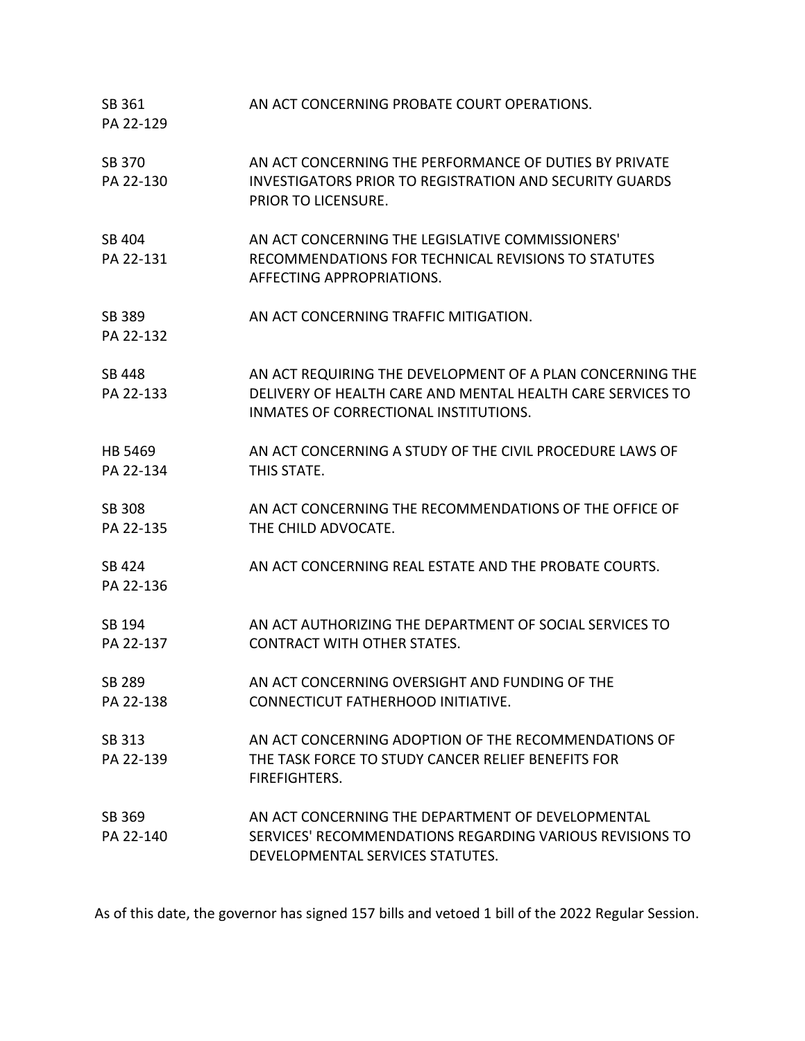| | |
|---|---|
| SB 361<br>PA 22-129 | AN ACT CONCERNING PROBATE COURT OPERATIONS. |
| SB 370<br>PA 22-130 | AN ACT CONCERNING THE PERFORMANCE OF DUTIES BY PRIVATE INVESTIGATORS PRIOR TO REGISTRATION AND SECURITY GUARDS PRIOR TO LICENSURE. |
| SB 404<br>PA 22-131 | AN ACT CONCERNING THE LEGISLATIVE COMMISSIONERS' RECOMMENDATIONS FOR TECHNICAL REVISIONS TO STATUTES AFFECTING APPROPRIATIONS. |
| SB 389<br>PA 22-132 | AN ACT CONCERNING TRAFFIC MITIGATION. |
| SB 448<br>PA 22-133 | AN ACT REQUIRING THE DEVELOPMENT OF A PLAN CONCERNING THE DELIVERY OF HEALTH CARE AND MENTAL HEALTH CARE SERVICES TO INMATES OF CORRECTIONAL INSTITUTIONS. |
| HB 5469<br>PA 22-134 | AN ACT CONCERNING A STUDY OF THE CIVIL PROCEDURE LAWS OF THIS STATE. |
| SB 308<br>PA 22-135 | AN ACT CONCERNING THE RECOMMENDATIONS OF THE OFFICE OF THE CHILD ADVOCATE. |
| SB 424<br>PA 22-136 | AN ACT CONCERNING REAL ESTATE AND THE PROBATE COURTS. |
| SB 194<br>PA 22-137 | AN ACT AUTHORIZING THE DEPARTMENT OF SOCIAL SERVICES TO CONTRACT WITH OTHER STATES. |
| SB 289<br>PA 22-138 | AN ACT CONCERNING OVERSIGHT AND FUNDING OF THE CONNECTICUT FATHERHOOD INITIATIVE. |
| SB 313<br>PA 22-139 | AN ACT CONCERNING ADOPTION OF THE RECOMMENDATIONS OF THE TASK FORCE TO STUDY CANCER RELIEF BENEFITS FOR FIREFIGHTERS. |
| SB 369<br>PA 22-140 | AN ACT CONCERNING THE DEPARTMENT OF DEVELOPMENTAL SERVICES' RECOMMENDATIONS REGARDING VARIOUS REVISIONS TO DEVELOPMENTAL SERVICES STATUTES. |

As of this date, the governor has signed 157 bills and vetoed 1 bill of the 2022 Regular Session.